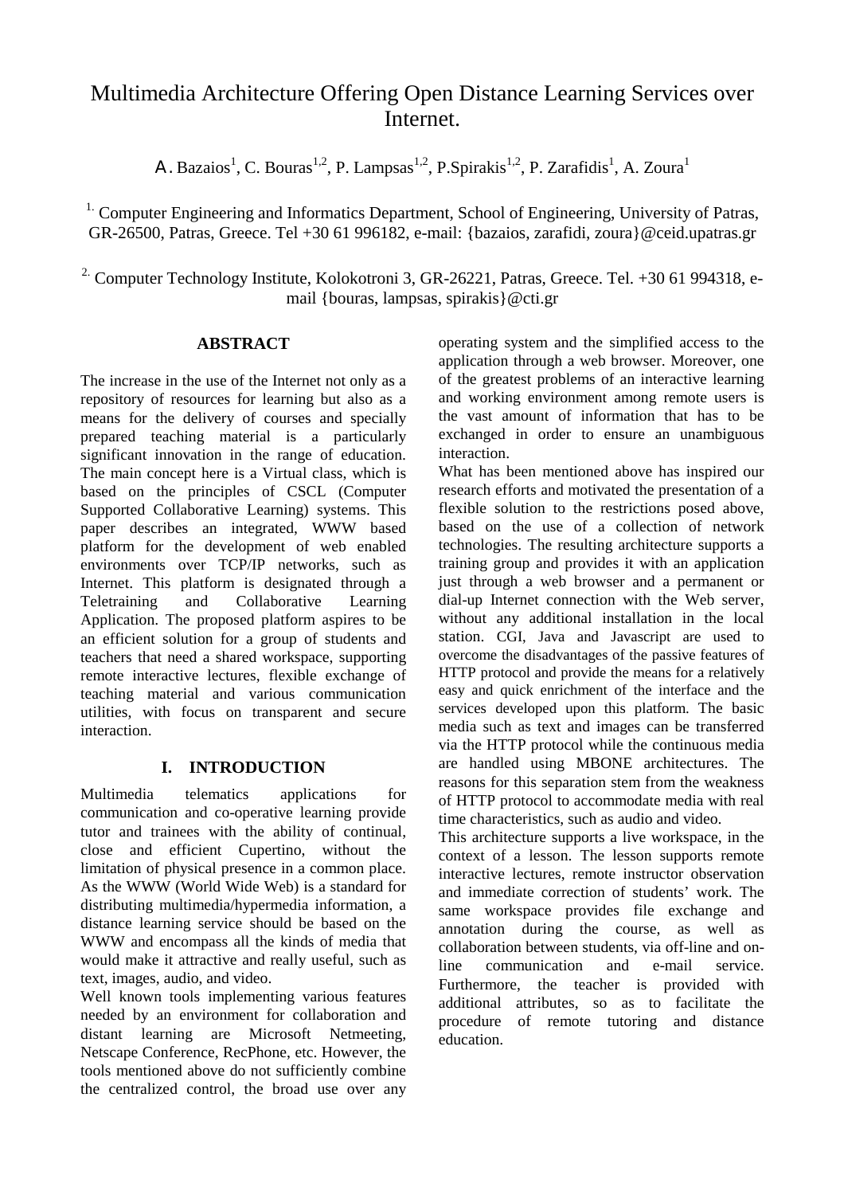# Multimedia Architecture Offering Open Distance Learning Services over Internet.

A. Bazaios[1], C. Bouras[1,2], P. Lampsas[1,2], P.Spirakis[1,2], P. Zarafidis[1], A. Zoura[1]

[1.] Computer Engineering and Informatics Department, School of Engineering, University of Patras, GR-26500, Patras, Greece. Tel +30 61 996182, e-mail: {bazaios, zarafidi, zoura}@ceid.upatras.gr

[2.] Computer Technology Institute, Kolokotroni 3, GR-26221, Patras, Greece. Tel. +30 61 994318, e-mail {bouras, lampsas, spirakis}@cti.gr

## ABSTRACT

The increase in the use of the Internet not only as a repository of resources for learning but also as a means for the delivery of courses and specially prepared teaching material is a particularly significant innovation in the range of education. The main concept here is a Virtual class, which is based on the principles of CSCL (Computer Supported Collaborative Learning) systems. This paper describes an integrated, WWW based platform for the development of web enabled environments over TCP/IP networks, such as Internet. This platform is designated through a Teletraining and Collaborative Learning Application. The proposed platform aspires to be an efficient solution for a group of students and teachers that need a shared workspace, supporting remote interactive lectures, flexible exchange of teaching material and various communication utilities, with focus on transparent and secure interaction.

## I. INTRODUCTION

Multimedia telematics applications for communication and co-operative learning provide tutor and trainees with the ability of continual, close and efficient Cupertino, without the limitation of physical presence in a common place. As the WWW (World Wide Web) is a standard for distributing multimedia/hypermedia information, a distance learning service should be based on the WWW and encompass all the kinds of media that would make it attractive and really useful, such as text, images, audio, and video.

Well known tools implementing various features needed by an environment for collaboration and distant learning are Microsoft Netmeeting, Netscape Conference, RecPhone, etc. However, the tools mentioned above do not sufficiently combine the centralized control, the broad use over any operating system and the simplified access to the application through a web browser. Moreover, one of the greatest problems of an interactive learning and working environment among remote users is the vast amount of information that has to be exchanged in order to ensure an unambiguous interaction.

What has been mentioned above has inspired our research efforts and motivated the presentation of a flexible solution to the restrictions posed above, based on the use of a collection of network technologies. The resulting architecture supports a training group and provides it with an application just through a web browser and a permanent or dial-up Internet connection with the Web server, without any additional installation in the local station. CGI, Java and Javascript are used to overcome the disadvantages of the passive features of HTTP protocol and provide the means for a relatively easy and quick enrichment of the interface and the services developed upon this platform. The basic media such as text and images can be transferred via the HTTP protocol while the continuous media are handled using MBONE architectures. The reasons for this separation stem from the weakness of HTTP protocol to accommodate media with real time characteristics, such as audio and video.

This architecture supports a live workspace, in the context of a lesson. The lesson supports remote interactive lectures, remote instructor observation and immediate correction of students' work. The same workspace provides file exchange and annotation during the course, as well as collaboration between students, via off-line and on-line communication and e-mail service. Furthermore, the teacher is provided with additional attributes, so as to facilitate the procedure of remote tutoring and distance education.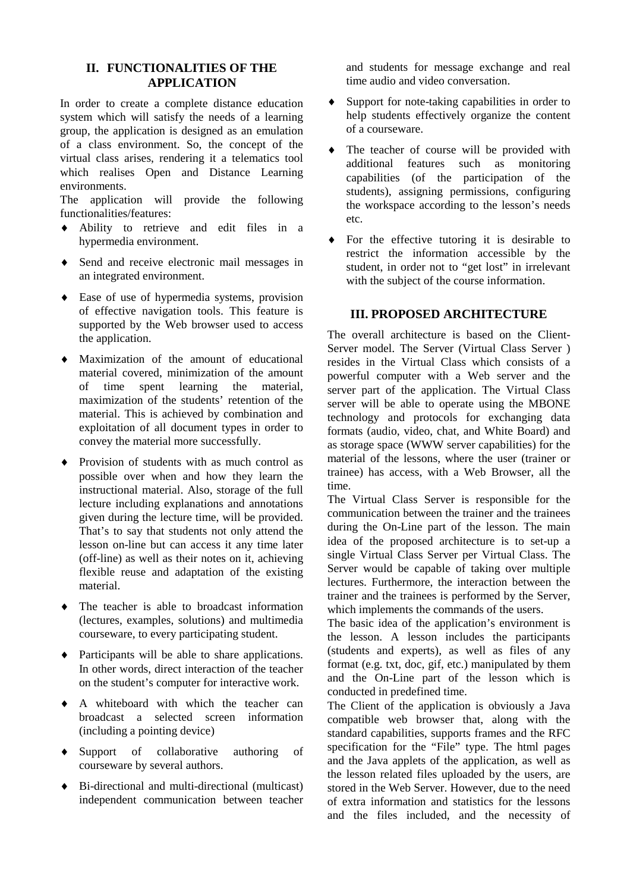## II. FUNCTIONALITIES OF THE APPLICATION

In order to create a complete distance education system which will satisfy the needs of a learning group, the application is designed as an emulation of a class environment. So, the concept of the virtual class arises, rendering it a telematics tool which realises Open and Distance Learning environments.

The application will provide the following functionalities/features:

- Ability to retrieve and edit files in a hypermedia environment.
- Send and receive electronic mail messages in an integrated environment.
- Ease of use of hypermedia systems, provision of effective navigation tools. This feature is supported by the Web browser used to access the application.
- Maximization of the amount of educational material covered, minimization of the amount of time spent learning the material, maximization of the students' retention of the material. This is achieved by combination and exploitation of all document types in order to convey the material more successfully.
- Provision of students with as much control as possible over when and how they learn the instructional material. Also, storage of the full lecture including explanations and annotations given during the lecture time, will be provided. That's to say that students not only attend the lesson on-line but can access it any time later (off-line) as well as their notes on it, achieving flexible reuse and adaptation of the existing material.
- The teacher is able to broadcast information (lectures, examples, solutions) and multimedia courseware, to every participating student.
- Participants will be able to share applications. In other words, direct interaction of the teacher on the student's computer for interactive work.
- A whiteboard with which the teacher can broadcast a selected screen information (including a pointing device)
- Support of collaborative authoring of courseware by several authors.
- Bi-directional and multi-directional (multicast) independent communication between teacher and students for message exchange and real time audio and video conversation.
- Support for note-taking capabilities in order to help students effectively organize the content of a courseware.
- The teacher of course will be provided with additional features such as monitoring capabilities (of the participation of the students), assigning permissions, configuring the workspace according to the lesson's needs etc.
- For the effective tutoring it is desirable to restrict the information accessible by the student, in order not to "get lost" in irrelevant with the subject of the course information.

## III. PROPOSED ARCHITECTURE

The overall architecture is based on the Client-Server model. The Server (Virtual Class Server ) resides in the Virtual Class which consists of a powerful computer with a Web server and the server part of the application. The Virtual Class server will be able to operate using the MBONE technology and protocols for exchanging data formats (audio, video, chat, and White Board) and as storage space (WWW server capabilities) for the material of the lessons, where the user (trainer or trainee) has access, with a Web Browser, all the time.

The Virtual Class Server is responsible for the communication between the trainer and the trainees during the On-Line part of the lesson. The main idea of the proposed architecture is to set-up a single Virtual Class Server per Virtual Class. The Server would be capable of taking over multiple lectures. Furthermore, the interaction between the trainer and the trainees is performed by the Server, which implements the commands of the users.

The basic idea of the application's environment is the lesson. A lesson includes the participants (students and experts), as well as files of any format (e.g. txt, doc, gif, etc.) manipulated by them and the On-Line part of the lesson which is conducted in predefined time.

The Client of the application is obviously a Java compatible web browser that, along with the standard capabilities, supports frames and the RFC specification for the "File" type. The html pages and the Java applets of the application, as well as the lesson related files uploaded by the users, are stored in the Web Server. However, due to the need of extra information and statistics for the lessons and the files included, and the necessity of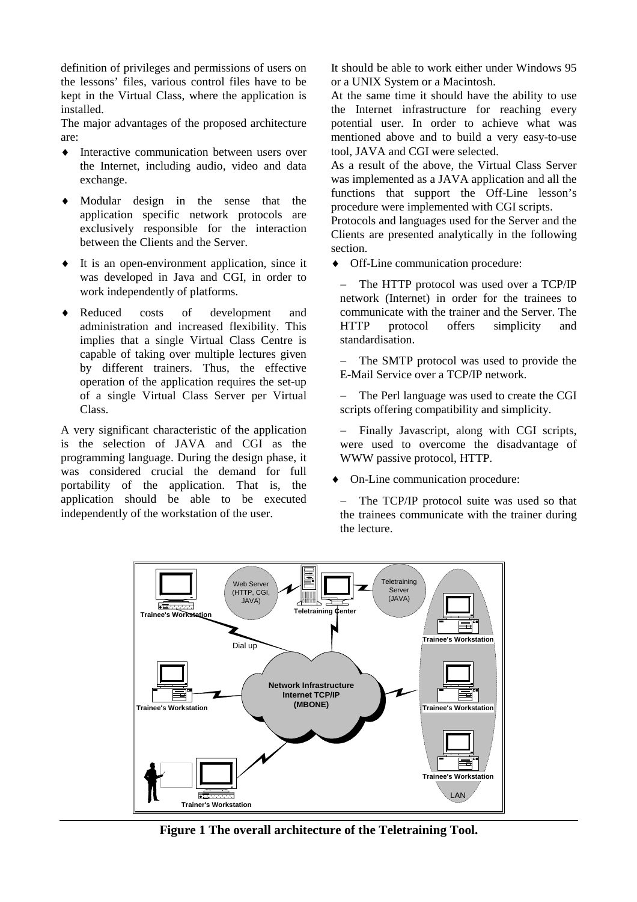definition of privileges and permissions of users on the lessons' files, various control files have to be kept in the Virtual Class, where the application is installed.

The major advantages of the proposed architecture are:

- Interactive communication between users over the Internet, including audio, video and data exchange.
- Modular design in the sense that the application specific network protocols are exclusively responsible for the interaction between the Clients and the Server.
- It is an open-environment application, since it was developed in Java and CGI, in order to work independently of platforms.
- Reduced costs of development and administration and increased flexibility. This implies that a single Virtual Class Centre is capable of taking over multiple lectures given by different trainers. Thus, the effective operation of the application requires the set-up of a single Virtual Class Server per Virtual Class.

A very significant characteristic of the application is the selection of JAVA and CGI as the programming language. During the design phase, it was considered crucial the demand for full portability of the application. That is, the application should be able to be executed independently of the workstation of the user.

It should be able to work either under Windows 95 or a UNIX System or a Macintosh.

At the same time it should have the ability to use the Internet infrastructure for reaching every potential user. In order to achieve what was mentioned above and to build a very easy-to-use tool, JAVA and CGI were selected.

As a result of the above, the Virtual Class Server was implemented as a JAVA application and all the functions that support the Off-Line lesson's procedure were implemented with CGI scripts.

Protocols and languages used for the Server and the Clients are presented analytically in the following section.

- Off-Line communication procedure:

  – The HTTP protocol was used over a TCP/IP network (Internet) in order for the trainees to communicate with the trainer and the Server. The HTTP protocol offers simplicity and standardisation.

  – The SMTP protocol was used to provide the E-Mail Service over a TCP/IP network.

  – The Perl language was used to create the CGI scripts offering compatibility and simplicity.

  – Finally Javascript, along with CGI scripts, were used to overcome the disadvantage of WWW passive protocol, HTTP.

- On-Line communication procedure:

  – The TCP/IP protocol suite was used so that the trainees communicate with the trainer during the lecture.

**Figure 1 The overall architecture of the Teletraining Tool.**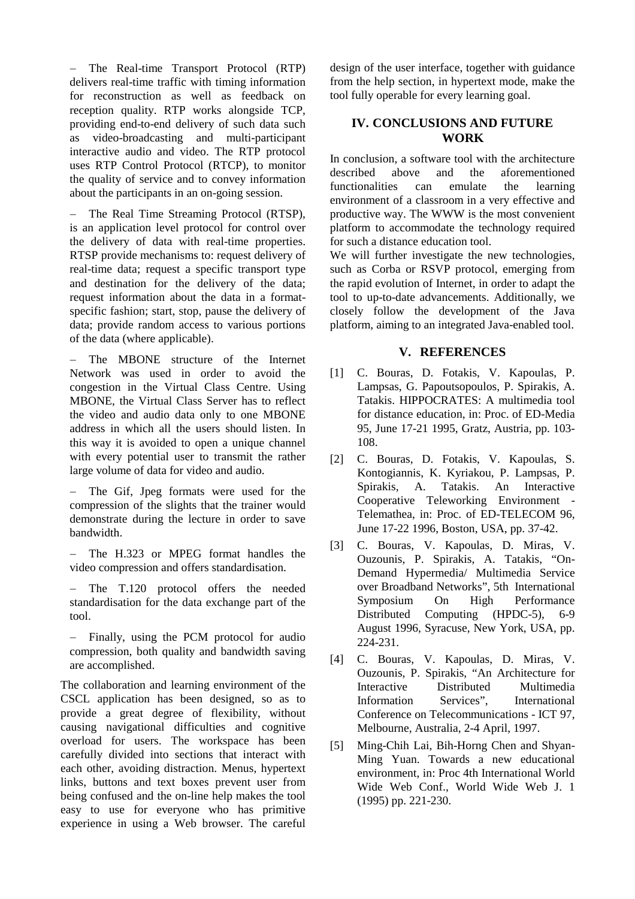– The Real-time Transport Protocol (RTP) delivers real-time traffic with timing information for reconstruction as well as feedback on reception quality. RTP works alongside TCP, providing end-to-end delivery of such data such as video-broadcasting and multi-participant interactive audio and video. The RTP protocol uses RTP Control Protocol (RTCP), to monitor the quality of service and to convey information about the participants in an on-going session.

– The Real Time Streaming Protocol (RTSP), is an application level protocol for control over the delivery of data with real-time properties. RTSP provide mechanisms to: request delivery of real-time data; request a specific transport type and destination for the delivery of the data; request information about the data in a format-specific fashion; start, stop, pause the delivery of data; provide random access to various portions of the data (where applicable).

– The MBONE structure of the Internet Network was used in order to avoid the congestion in the Virtual Class Centre. Using MBONE, the Virtual Class Server has to reflect the video and audio data only to one MBONE address in which all the users should listen. In this way it is avoided to open a unique channel with every potential user to transmit the rather large volume of data for video and audio.

– The Gif, Jpeg formats were used for the compression of the slights that the trainer would demonstrate during the lecture in order to save bandwidth.

– The H.323 or MPEG format handles the video compression and offers standardisation.

– The T.120 protocol offers the needed standardisation for the data exchange part of the tool.

– Finally, using the PCM protocol for audio compression, both quality and bandwidth saving are accomplished.

The collaboration and learning environment of the CSCL application has been designed, so as to provide a great degree of flexibility, without causing navigational difficulties and cognitive overload for users. The workspace has been carefully divided into sections that interact with each other, avoiding distraction. Menus, hypertext links, buttons and text boxes prevent user from being confused and the on-line help makes the tool easy to use for everyone who has primitive experience in using a Web browser. The careful design of the user interface, together with guidance from the help section, in hypertext mode, make the tool fully operable for every learning goal.

## IV. CONCLUSIONS AND FUTURE WORK

In conclusion, a software tool with the architecture described above and the aforementioned functionalities can emulate the learning environment of a classroom in a very effective and productive way. The WWW is the most convenient platform to accommodate the technology required for such a distance education tool.

We will further investigate the new technologies, such as Corba or RSVP protocol, emerging from the rapid evolution of Internet, in order to adapt the tool to up-to-date advancements. Additionally, we closely follow the development of the Java platform, aiming to an integrated Java-enabled tool.

## V. REFERENCES

[1] C. Bouras, D. Fotakis, V. Kapoulas, P. Lampsas, G. Papoutsopoulos, P. Spirakis, A. Tatakis. HIPPOCRATES: A multimedia tool for distance education, in: Proc. of ED-Media 95, June 17-21 1995, Gratz, Austria, pp. 103-108.

[2] C. Bouras, D. Fotakis, V. Kapoulas, S. Kontogiannis, K. Kyriakou, P. Lampsas, P. Spirakis, A. Tatakis. An Interactive Cooperative Teleworking Environment - Telemathea, in: Proc. of ED-TELECOM 96, June 17-22 1996, Boston, USA, pp. 37-42.

[3] C. Bouras, V. Kapoulas, D. Miras, V. Ouzounis, P. Spirakis, A. Tatakis, "On-Demand Hypermedia/ Multimedia Service over Broadband Networks", 5th International Symposium On High Performance Distributed Computing (HPDC-5), 6-9 August 1996, Syracuse, New York, USA, pp. 224-231.

[4] C. Bouras, V. Kapoulas, D. Miras, V. Ouzounis, P. Spirakis, "An Architecture for Interactive Distributed Multimedia Information Services", International Conference on Telecommunications - ICT 97, Melbourne, Australia, 2-4 April, 1997.

[5] Ming-Chih Lai, Bih-Horng Chen and Shyan-Ming Yuan. Towards a new educational environment, in: Proc 4th International World Wide Web Conf., World Wide Web J. 1 (1995) pp. 221-230.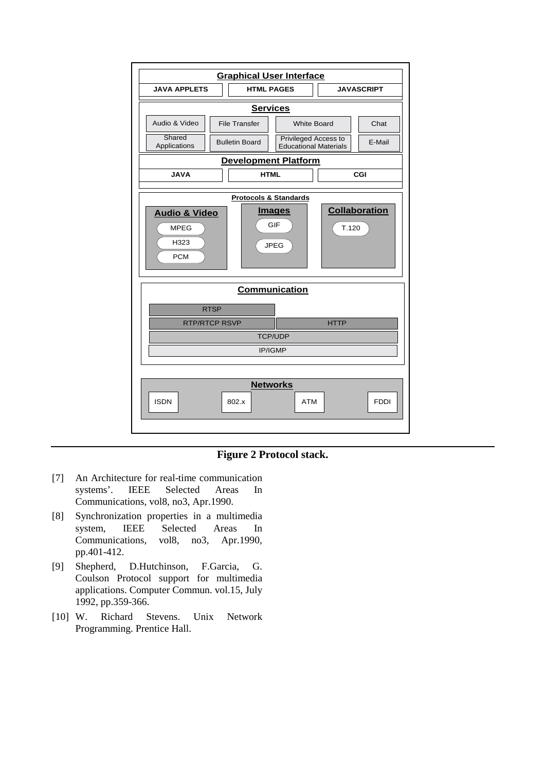Graphical User Interface

JAVA APPLETS

HTML PAGES

JAVASCRIPT

Services

Audio & Video

File Transfer

White Board

Chat

Shared Applications

Bulletin Board

Privileged Access to Educational Materials

E-Mail

Development Platform

JAVA

HTML

CGI

Protocols & Standards

Audio & Video

MPEG

H323

PCM

Images

GIF

JPEG

Collaboration

T.120

Communication

RTSP

RTP/RTCP RSVP

HTTP

TCP/UDP

IP/IGMP

Networks

ISDN

802.x

ATM

FDDI

**Figure 2 Protocol stack.**

[7] An Architecture for real-time communication systems'. IEEE Selected Areas In Communications, vol8, no3, Apr.1990.

[8] Synchronization properties in a multimedia system, IEEE Selected Areas In Communications, vol8, no3, Apr.1990, pp.401-412.

[9] Shepherd, D.Hutchinson, F.Garcia, G. Coulson Protocol support for multimedia applications. Computer Commun. vol.15, July 1992, pp.359-366.

[10] W. Richard Stevens. Unix Network Programming. Prentice Hall.